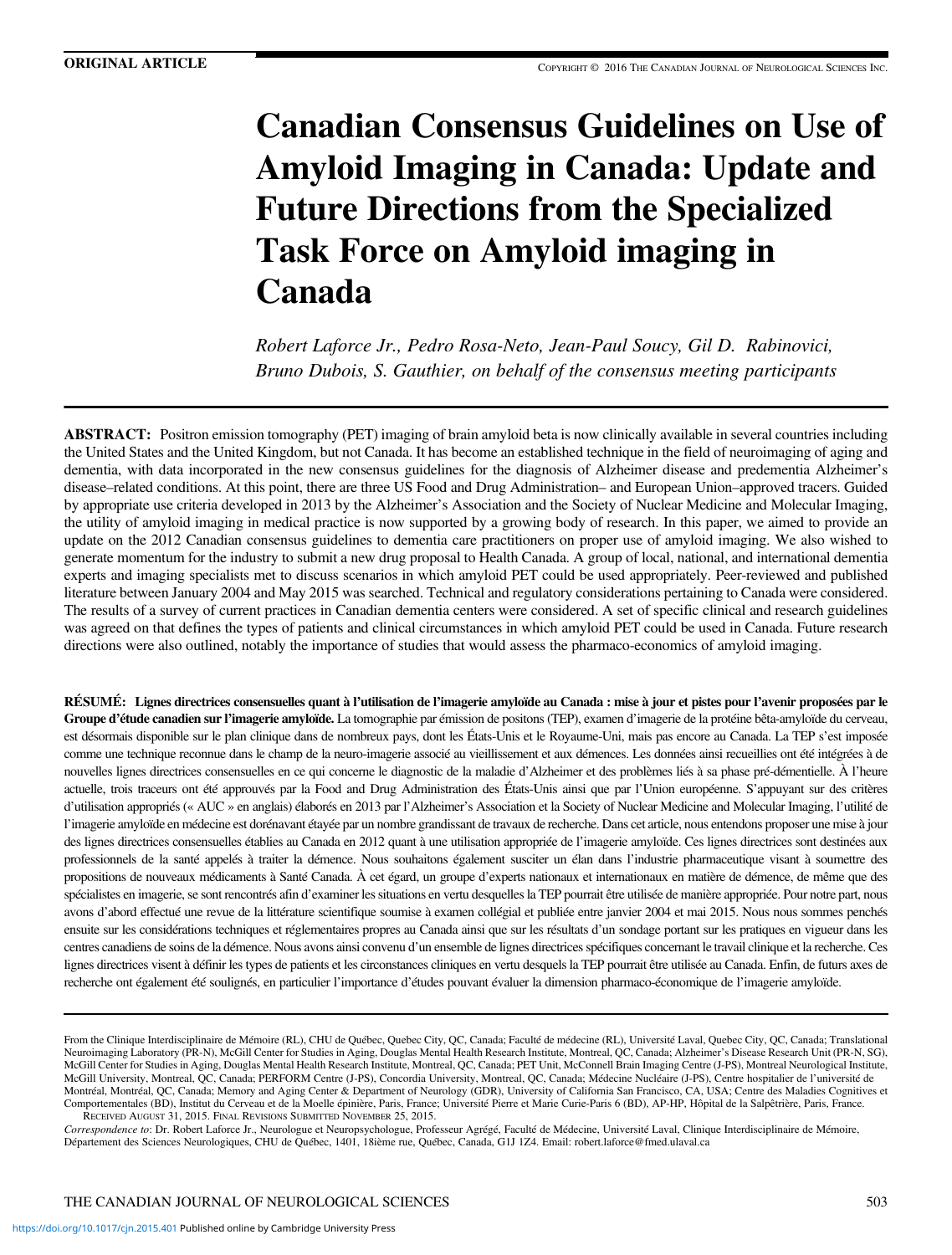ORIGINAL ARTICLE

# Canadian Consensus Guidelines on Use of Amyloid Imaging in Canada: Update and Future Directions from the Specialized Task Force on Amyloid imaging in Canada

*Robert Laforce Jr., Pedro Rosa-Neto, Jean-Paul Soucy, Gil D. Rabinovici, Bruno Dubois, S. Gauthier, on behalf of the consensus meeting participants*

**ABSTRACT:** Positron emission tomography (PET) imaging of brain amyloid beta is now clinically available in several countries including the United States and the United Kingdom, but not Canada. It has become an established technique in the field of neuroimaging of aging and dementia, with data incorporated in the new consensus guidelines for the diagnosis of Alzheimer disease and predementia Alzheimer's disease–related conditions. At this point, there are three US Food and Drug Administration– and European Union–approved tracers. Guided by appropriate use criteria developed in 2013 by the Alzheimer's Association and the Society of Nuclear Medicine and Molecular Imaging, the utility of amyloid imaging in medical practice is now supported by a growing body of research. In this paper, we aimed to provide an update on the 2012 Canadian consensus guidelines to dementia care practitioners on proper use of amyloid imaging. We also wished to generate momentum for the industry to submit a new drug proposal to Health Canada. A group of local, national, and international dementia experts and imaging specialists met to discuss scenarios in which amyloid PET could be used appropriately. Peer-reviewed and published literature between January 2004 and May 2015 was searched. Technical and regulatory considerations pertaining to Canada were considered. The results of a survey of current practices in Canadian dementia centers were considered. A set of specific clinical and research guidelines was agreed on that defines the types of patients and clinical circumstances in which amyloid PET could be used in Canada. Future research directions were also outlined, notably the importance of studies that would assess the pharmaco-economics of amyloid imaging.

**RÉSUMÉ: Lignes directrices consensuelles quant à l'utilisation de l'imagerie amyloïde au Canada : mise à jour et pistes pour l'avenir proposées par le Groupe d'étude canadien sur l'imagerie amyloïde.** La tomographie par émission de positons (TEP), examen d'imagerie de la protéine bêta-amyloïde du cerveau, est désormais disponible sur le plan clinique dans de nombreux pays, dont les États-Unis et le Royaume-Uni, mais pas encore au Canada. La TEP s'est imposée comme une technique reconnue dans le champ de la neuro-imagerie associé au vieillissement et aux démences. Les données ainsi recueillies ont été intégrées à de nouvelles lignes directrices consensuelles en ce qui concerne le diagnostic de la maladie d'Alzheimer et des problèmes liés à sa phase pré-démentielle. À l'heure actuelle, trois traceurs ont été approuvés par la Food and Drug Administration des États-Unis ainsi que par l'Union européenne. S'appuyant sur des critères d'utilisation appropriés (« AUC » en anglais) élaborés en 2013 par l'Alzheimer's Association et la Society of Nuclear Medicine and Molecular Imaging, l'utilité de l'imagerie amyloïde en médecine est dorénavant étayée par un nombre grandissant de travaux de recherche. Dans cet article, nous entendons proposer une mise à jour des lignes directrices consensuelles établies au Canada en 2012 quant à une utilisation appropriée de l'imagerie amyloïde. Ces lignes directrices sont destinées aux professionnels de la santé appelés à traiter la démence. Nous souhaitons également susciter un élan dans l'industrie pharmaceutique visant à soumettre des propositions de nouveaux médicaments à Santé Canada. À cet égard, un groupe d'experts nationaux et internationaux en matière de démence, de même que des spécialistes en imagerie, se sont rencontrés afin d'examiner les situations en vertu desquelles la TEP pourrait être utilisée de manière appropriée. Pour notre part, nous avons d'abord effectué une revue de la littérature scientifique soumise à examen collégial et publiée entre janvier 2004 et mai 2015. Nous nous sommes penchés ensuite sur les considérations techniques et réglementaires propres au Canada ainsi que sur les résultats d'un sondage portant sur les pratiques en vigueur dans les centres canadiens de soins de la démence. Nous avons ainsi convenu d'un ensemble de lignes directrices spécifiques concernant le travail clinique et la recherche. Ces lignes directrices visent à définir les types de patients et les circonstances cliniques en vertu desquels la TEP pourrait être utilisée au Canada. Enfin, de futurs axes de recherche ont également été soulignés, en particulier l'importance d'études pouvant évaluer la dimension pharmaco-économique de l'imagerie amyloïde.

From the Clinique Interdisciplinaire de Mémoire (RL), CHU de Québec, Quebec City, QC, Canada; Faculté de médecine (RL), Université Laval, Quebec City, QC, Canada; Translational Neuroimaging Laboratory (PR-N), McGill Center for Studies in Aging, Douglas Mental Health Research Institute, Montreal, QC, Canada; Alzheimer's Disease Research Unit (PR-N, SG), McGill Center for Studies in Aging, Douglas Mental Health Research Institute, Montreal, QC, Canada; PET Unit, McConnell Brain Imaging Centre (J-PS), Montreal Neurological Institute, McGill University, Montreal, QC, Canada; PERFORM Centre (J-PS), Concordia University, Montreal, QC, Canada; Médecine Nucléaire (J-PS), Centre hospitalier de l'université de Montréal, Montréal, QC, Canada; Memory and Aging Center & Department of Neurology (GDR), University of California San Francisco, CA, USA; Centre des Maladies Cognitives et Comportementales (BD), Institut du Cerveau et de la Moelle épinière, Paris, France; Université Pierre et Marie Curie-Paris 6 (BD), AP-HP, Hôpital de la Salpêtrière, Paris, France.

RECEIVED AUGUST 31, 2015. FINAL REVISIONS SUBMITTED NOVEMBER 25, 2015.

*Correspondence to*: Dr. Robert Laforce Jr., Neurologue et Neuropsychologue, Professeur Agrégé, Faculté de Médecine, Université Laval, Clinique Interdisciplinaire de Mémoire, Département des Sciences Neurologiques, CHU de Québec, 1401, 18ième rue, Québec, Canada, G1J 1Z4. Email: robert.laforce@fmed.ulaval.ca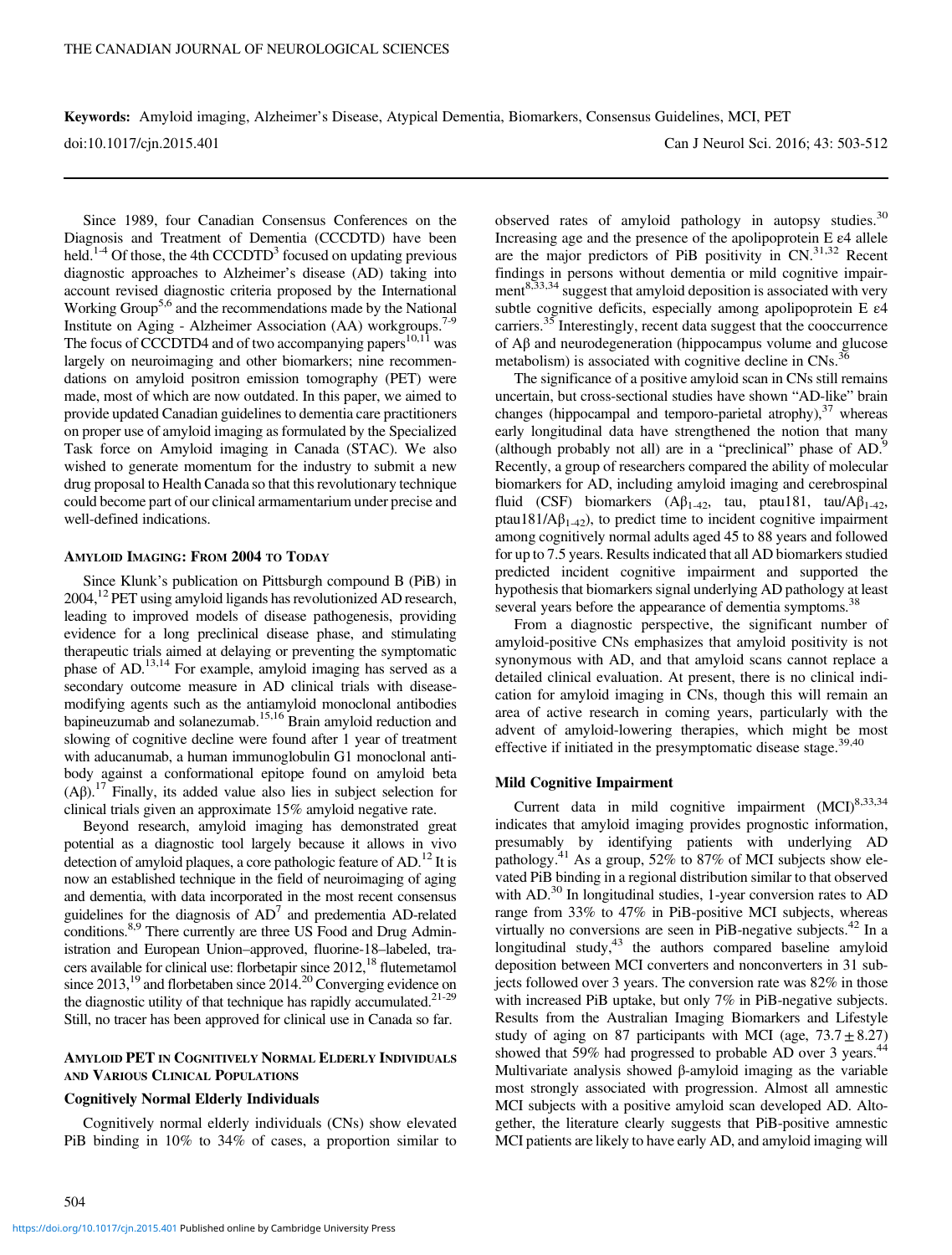**Keywords:** Amyloid imaging, Alzheimer's Disease, Atypical Dementia, Biomarkers, Consensus Guidelines, MCI, PET

doi:10.1017/cjn.2015.401

Since 1989, four Canadian Consensus Conferences on the Diagnosis and Treatment of Dementia (CCCDTD) have been held.[1-4] Of those, the 4th CCCDTD[3] focused on updating previous diagnostic approaches to Alzheimer's disease (AD) taking into account revised diagnostic criteria proposed by the International Working Group[5,6] and the recommendations made by the National Institute on Aging - Alzheimer Association (AA) workgroups.[7-9] The focus of CCCDTD4 and of two accompanying papers[10,11] was largely on neuroimaging and other biomarkers; nine recommendations on amyloid positron emission tomography (PET) were made, most of which are now outdated. In this paper, we aimed to provide updated Canadian guidelines to dementia care practitioners on proper use of amyloid imaging as formulated by the Specialized Task force on Amyloid imaging in Canada (STAC). We also wished to generate momentum for the industry to submit a new drug proposal to Health Canada so that this revolutionary technique could become part of our clinical armamentarium under precise and well-defined indications.

## Amyloid Imaging: From 2004 to Today

Since Klunk's publication on Pittsburgh compound B (PiB) in 2004,[12] PET using amyloid ligands has revolutionized AD research, leading to improved models of disease pathogenesis, providing evidence for a long preclinical disease phase, and stimulating therapeutic trials aimed at delaying or preventing the symptomatic phase of AD.[13,14] For example, amyloid imaging has served as a secondary outcome measure in AD clinical trials with disease-modifying agents such as the antiamyloid monoclonal antibodies bapineuzumab and solanezumab.[15,16] Brain amyloid reduction and slowing of cognitive decline were found after 1 year of treatment with aducanumab, a human immunoglobulin G1 monoclonal antibody against a conformational epitope found on amyloid beta (Aβ).[17] Finally, its added value also lies in subject selection for clinical trials given an approximate 15% amyloid negative rate.

Beyond research, amyloid imaging has demonstrated great potential as a diagnostic tool largely because it allows in vivo detection of amyloid plaques, a core pathologic feature of AD.[12] It is now an established technique in the field of neuroimaging of aging and dementia, with data incorporated in the most recent consensus guidelines for the diagnosis of AD[7] and predementia AD-related conditions.[8,9] There currently are three US Food and Drug Administration and European Union–approved, fluorine-18–labeled, tracers available for clinical use: florbetapir since 2012,[18] flutemetamol since 2013,[19] and florbetaben since 2014.[20] Converging evidence on the diagnostic utility of that technique has rapidly accumulated.[21-29] Still, no tracer has been approved for clinical use in Canada so far.

## Amyloid PET in Cognitively Normal Elderly Individuals and Various Clinical Populations

### Cognitively Normal Elderly Individuals

Cognitively normal elderly individuals (CNs) show elevated PiB binding in 10% to 34% of cases, a proportion similar to observed rates of amyloid pathology in autopsy studies.[30] Increasing age and the presence of the apolipoprotein E ε4 allele are the major predictors of PiB positivity in CN.[31,32] Recent findings in persons without dementia or mild cognitive impairment[8,33,34] suggest that amyloid deposition is associated with very subtle cognitive deficits, especially among apolipoprotein E ε4 carriers.[35] Interestingly, recent data suggest that the cooccurrence of Aβ and neurodegeneration (hippocampus volume and glucose metabolism) is associated with cognitive decline in CNs.[36]

The significance of a positive amyloid scan in CNs still remains uncertain, but cross-sectional studies have shown "AD-like" brain changes (hippocampal and temporo-parietal atrophy),[37] whereas early longitudinal data have strengthened the notion that many (although probably not all) are in a "preclinical" phase of AD.[9] Recently, a group of researchers compared the ability of molecular biomarkers for AD, including amyloid imaging and cerebrospinal fluid (CSF) biomarkers ($A\beta_{1\text{-}42}$, tau, ptau181, tau/$A\beta_{1\text{-}42}$, ptau181/$A\beta_{1\text{-}42}$), to predict time to incident cognitive impairment among cognitively normal adults aged 45 to 88 years and followed for up to 7.5 years. Results indicated that all AD biomarkers studied predicted incident cognitive impairment and supported the hypothesis that biomarkers signal underlying AD pathology at least several years before the appearance of dementia symptoms.[38]

From a diagnostic perspective, the significant number of amyloid-positive CNs emphasizes that amyloid positivity is not synonymous with AD, and that amyloid scans cannot replace a detailed clinical evaluation. At present, there is no clinical indication for amyloid imaging in CNs, though this will remain an area of active research in coming years, particularly with the advent of amyloid-lowering therapies, which might be most effective if initiated in the presymptomatic disease stage.[39,40]

### Mild Cognitive Impairment

Current data in mild cognitive impairment (MCI)[8,33,34] indicates that amyloid imaging provides prognostic information, presumably by identifying patients with underlying AD pathology.[41] As a group, 52% to 87% of MCI subjects show elevated PiB binding in a regional distribution similar to that observed with AD.[30] In longitudinal studies, 1-year conversion rates to AD range from 33% to 47% in PiB-positive MCI subjects, whereas virtually no conversions are seen in PiB-negative subjects.[42] In a longitudinal study,[43] the authors compared baseline amyloid deposition between MCI converters and nonconverters in 31 subjects followed over 3 years. The conversion rate was 82% in those with increased PiB uptake, but only 7% in PiB-negative subjects. Results from the Australian Imaging Biomarkers and Lifestyle study of aging on 87 participants with MCI (age, $73.7 \pm 8.27$) showed that 59% had progressed to probable AD over 3 years.[44] Multivariate analysis showed β-amyloid imaging as the variable most strongly associated with progression. Almost all amnestic MCI subjects with a positive amyloid scan developed AD. Altogether, the literature clearly suggests that PiB-positive amnestic MCI patients are likely to have early AD, and amyloid imaging will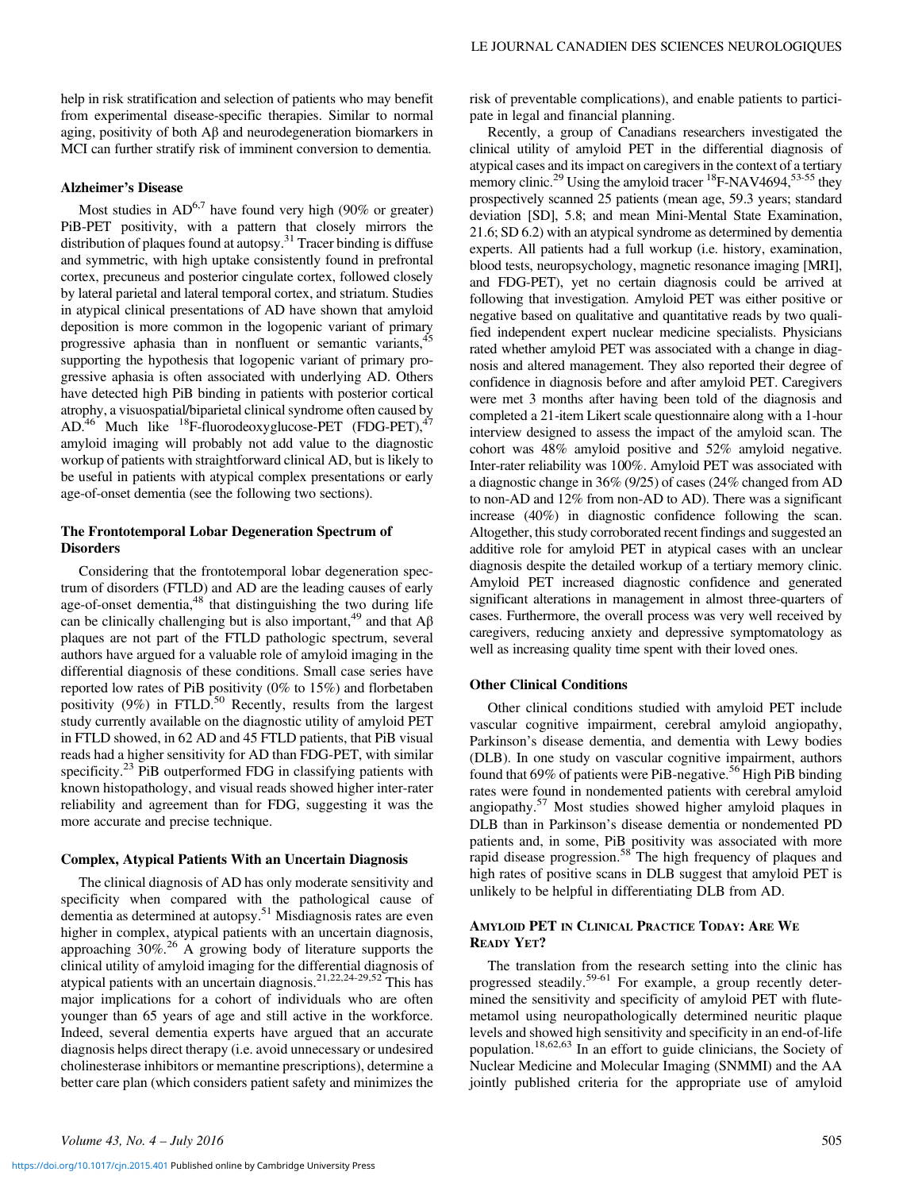help in risk stratification and selection of patients who may benefit from experimental disease-specific therapies. Similar to normal aging, positivity of both Aβ and neurodegeneration biomarkers in MCI can further stratify risk of imminent conversion to dementia.

### Alzheimer's Disease

Most studies in AD[6,7] have found very high (90% or greater) PiB-PET positivity, with a pattern that closely mirrors the distribution of plaques found at autopsy.[31] Tracer binding is diffuse and symmetric, with high uptake consistently found in prefrontal cortex, precuneus and posterior cingulate cortex, followed closely by lateral parietal and lateral temporal cortex, and striatum. Studies in atypical clinical presentations of AD have shown that amyloid deposition is more common in the logopenic variant of primary progressive aphasia than in nonfluent or semantic variants,[45] supporting the hypothesis that logopenic variant of primary progressive aphasia is often associated with underlying AD. Others have detected high PiB binding in patients with posterior cortical atrophy, a visuospatial/biparietal clinical syndrome often caused by AD.[46] Much like $^{18}$F-fluorodeoxyglucose-PET (FDG-PET),[47] amyloid imaging will probably not add value to the diagnostic workup of patients with straightforward clinical AD, but is likely to be useful in patients with atypical complex presentations or early age-of-onset dementia (see the following two sections).

### The Frontotemporal Lobar Degeneration Spectrum of Disorders

Considering that the frontotemporal lobar degeneration spectrum of disorders (FTLD) and AD are the leading causes of early age-of-onset dementia,[48] that distinguishing the two during life can be clinically challenging but is also important,[49] and that Aβ plaques are not part of the FTLD pathologic spectrum, several authors have argued for a valuable role of amyloid imaging in the differential diagnosis of these conditions. Small case series have reported low rates of PiB positivity (0% to 15%) and florbetaben positivity (9%) in FTLD.[50] Recently, results from the largest study currently available on the diagnostic utility of amyloid PET in FTLD showed, in 62 AD and 45 FTLD patients, that PiB visual reads had a higher sensitivity for AD than FDG-PET, with similar specificity.[23] PiB outperformed FDG in classifying patients with known histopathology, and visual reads showed higher inter-rater reliability and agreement than for FDG, suggesting it was the more accurate and precise technique.

### Complex, Atypical Patients With an Uncertain Diagnosis

The clinical diagnosis of AD has only moderate sensitivity and specificity when compared with the pathological cause of dementia as determined at autopsy.[51] Misdiagnosis rates are even higher in complex, atypical patients with an uncertain diagnosis, approaching 30%.[26] A growing body of literature supports the clinical utility of amyloid imaging for the differential diagnosis of atypical patients with an uncertain diagnosis.[21,22,24-29,52] This has major implications for a cohort of individuals who are often younger than 65 years of age and still active in the workforce. Indeed, several dementia experts have argued that an accurate diagnosis helps direct therapy (i.e. avoid unnecessary or undesired cholinesterase inhibitors or memantine prescriptions), determine a better care plan (which considers patient safety and minimizes the risk of preventable complications), and enable patients to participate in legal and financial planning.

Recently, a group of Canadians researchers investigated the clinical utility of amyloid PET in the differential diagnosis of atypical cases and its impact on caregivers in the context of a tertiary memory clinic.[29] Using the amyloid tracer $^{18}$F-NAV4694,[53-55] they prospectively scanned 25 patients (mean age, 59.3 years; standard deviation [SD], 5.8; and mean Mini-Mental State Examination, 21.6; SD 6.2) with an atypical syndrome as determined by dementia experts. All patients had a full workup (i.e. history, examination, blood tests, neuropsychology, magnetic resonance imaging [MRI], and FDG-PET), yet no certain diagnosis could be arrived at following that investigation. Amyloid PET was either positive or negative based on qualitative and quantitative reads by two qualified independent expert nuclear medicine specialists. Physicians rated whether amyloid PET was associated with a change in diagnosis and altered management. They also reported their degree of confidence in diagnosis before and after amyloid PET. Caregivers were met 3 months after having been told of the diagnosis and completed a 21-item Likert scale questionnaire along with a 1-hour interview designed to assess the impact of the amyloid scan. The cohort was 48% amyloid positive and 52% amyloid negative. Inter-rater reliability was 100%. Amyloid PET was associated with a diagnostic change in 36% (9/25) of cases (24% changed from AD to non-AD and 12% from non-AD to AD). There was a significant increase (40%) in diagnostic confidence following the scan. Altogether, this study corroborated recent findings and suggested an additive role for amyloid PET in atypical cases with an unclear diagnosis despite the detailed workup of a tertiary memory clinic. Amyloid PET increased diagnostic confidence and generated significant alterations in management in almost three-quarters of cases. Furthermore, the overall process was very well received by caregivers, reducing anxiety and depressive symptomatology as well as increasing quality time spent with their loved ones.

### Other Clinical Conditions

Other clinical conditions studied with amyloid PET include vascular cognitive impairment, cerebral amyloid angiopathy, Parkinson's disease dementia, and dementia with Lewy bodies (DLB). In one study on vascular cognitive impairment, authors found that 69% of patients were PiB-negative.[56] High PiB binding rates were found in nondemented patients with cerebral amyloid angiopathy.[57] Most studies showed higher amyloid plaques in DLB than in Parkinson's disease dementia or nondemented PD patients and, in some, PiB positivity was associated with more rapid disease progression.[58] The high frequency of plaques and high rates of positive scans in DLB suggest that amyloid PET is unlikely to be helpful in differentiating DLB from AD.

## Amyloid PET in Clinical Practice Today: Are We Ready Yet?

The translation from the research setting into the clinic has progressed steadily.[59-61] For example, a group recently determined the sensitivity and specificity of amyloid PET with flutemetamol using neuropathologically determined neuritic plaque levels and showed high sensitivity and specificity in an end-of-life population.[18,62,63] In an effort to guide clinicians, the Society of Nuclear Medicine and Molecular Imaging (SNMMI) and the AA jointly published criteria for the appropriate use of amyloid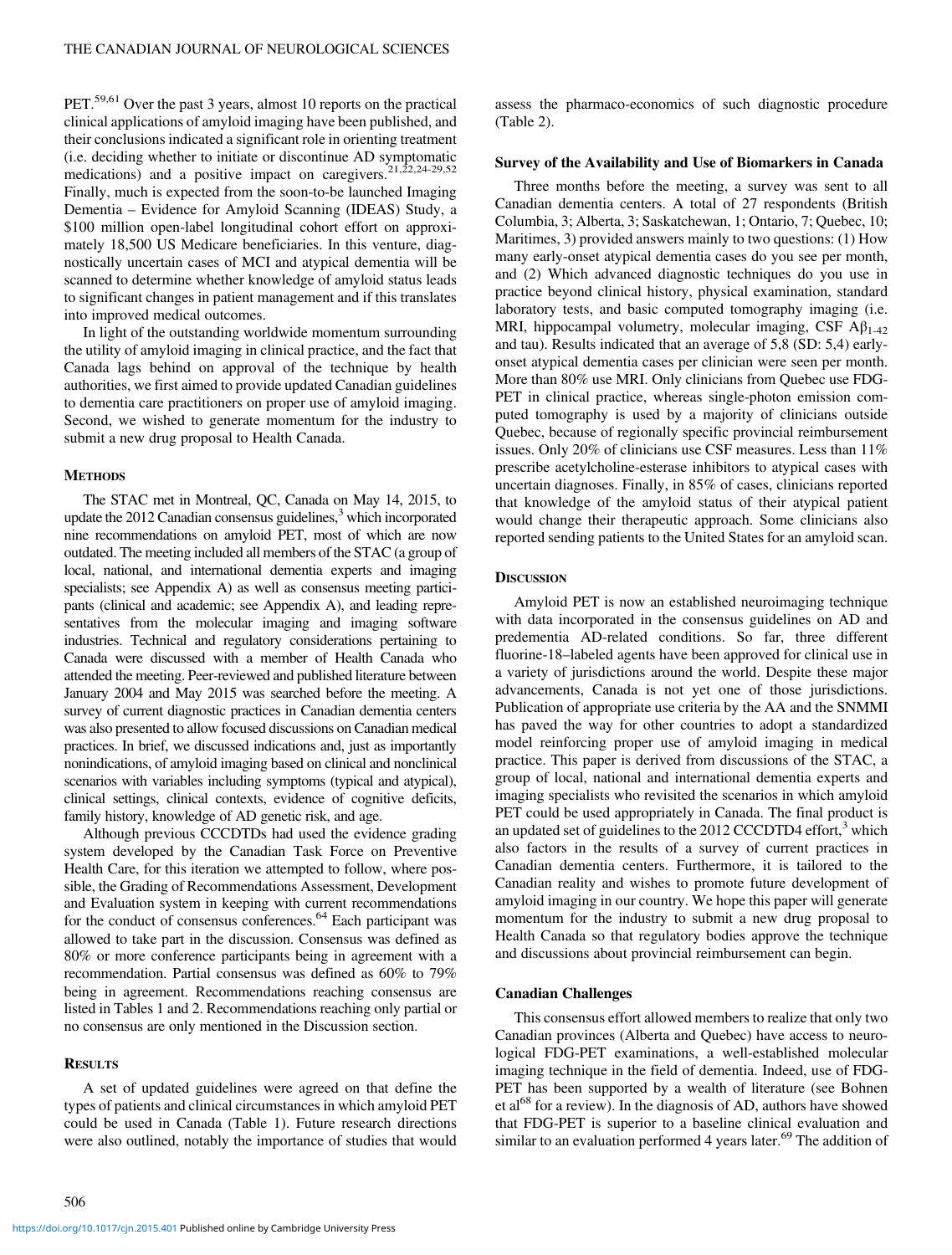PET.[59,61] Over the past 3 years, almost 10 reports on the practical clinical applications of amyloid imaging have been published, and their conclusions indicated a significant role in orienting treatment (i.e. deciding whether to initiate or discontinue AD symptomatic medications) and a positive impact on caregivers.[21,22,24-29,52] Finally, much is expected from the soon-to-be launched Imaging Dementia – Evidence for Amyloid Scanning (IDEAS) Study, a $100 million open-label longitudinal cohort effort on approximately 18,500 US Medicare beneficiaries. In this venture, diagnostically uncertain cases of MCI and atypical dementia will be scanned to determine whether knowledge of amyloid status leads to significant changes in patient management and if this translates into improved medical outcomes.

In light of the outstanding worldwide momentum surrounding the utility of amyloid imaging in clinical practice, and the fact that Canada lags behind on approval of the technique by health authorities, we first aimed to provide updated Canadian guidelines to dementia care practitioners on proper use of amyloid imaging. Second, we wished to generate momentum for the industry to submit a new drug proposal to Health Canada.

## Methods

The STAC met in Montreal, QC, Canada on May 14, 2015, to update the 2012 Canadian consensus guidelines,[3] which incorporated nine recommendations on amyloid PET, most of which are now outdated. The meeting included all members of the STAC (a group of local, national, and international dementia experts and imaging specialists; see Appendix A) as well as consensus meeting participants (clinical and academic; see Appendix A), and leading representatives from the molecular imaging and imaging software industries. Technical and regulatory considerations pertaining to Canada were discussed with a member of Health Canada who attended the meeting. Peer-reviewed and published literature between January 2004 and May 2015 was searched before the meeting. A survey of current diagnostic practices in Canadian dementia centers was also presented to allow focused discussions on Canadian medical practices. In brief, we discussed indications and, just as importantly nonindications, of amyloid imaging based on clinical and nonclinical scenarios with variables including symptoms (typical and atypical), clinical settings, clinical contexts, evidence of cognitive deficits, family history, knowledge of AD genetic risk, and age.

Although previous CCCDTDs had used the evidence grading system developed by the Canadian Task Force on Preventive Health Care, for this iteration we attempted to follow, where possible, the Grading of Recommendations Assessment, Development and Evaluation system in keeping with current recommendations for the conduct of consensus conferences.[64] Each participant was allowed to take part in the discussion. Consensus was defined as 80% or more conference participants being in agreement with a recommendation. Partial consensus was defined as 60% to 79% being in agreement. Recommendations reaching consensus are listed in Tables 1 and 2. Recommendations reaching only partial or no consensus are only mentioned in the Discussion section.

## Results

A set of updated guidelines were agreed on that define the types of patients and clinical circumstances in which amyloid PET could be used in Canada (Table 1). Future research directions were also outlined, notably the importance of studies that would assess the pharmaco-economics of such diagnostic procedure (Table 2).

### Survey of the Availability and Use of Biomarkers in Canada

Three months before the meeting, a survey was sent to all Canadian dementia centers. A total of 27 respondents (British Columbia, 3; Alberta, 3; Saskatchewan, 1; Ontario, 7; Quebec, 10; Maritimes, 3) provided answers mainly to two questions: (1) How many early-onset atypical dementia cases do you see per month, and (2) Which advanced diagnostic techniques do you use in practice beyond clinical history, physical examination, standard laboratory tests, and basic computed tomography imaging (i.e. MRI, hippocampal volumetry, molecular imaging, CSF $A\beta_{1-42}$ and tau). Results indicated that an average of 5,8 (SD: 5,4) early-onset atypical dementia cases per clinician were seen per month. More than 80% use MRI. Only clinicians from Quebec use FDG-PET in clinical practice, whereas single-photon emission computed tomography is used by a majority of clinicians outside Quebec, because of regionally specific provincial reimbursement issues. Only 20% of clinicians use CSF measures. Less than 11% prescribe acetylcholine-esterase inhibitors to atypical cases with uncertain diagnoses. Finally, in 85% of cases, clinicians reported that knowledge of the amyloid status of their atypical patient would change their therapeutic approach. Some clinicians also reported sending patients to the United States for an amyloid scan.

## Discussion

Amyloid PET is now an established neuroimaging technique with data incorporated in the consensus guidelines on AD and predementia AD-related conditions. So far, three different fluorine-18–labeled agents have been approved for clinical use in a variety of jurisdictions around the world. Despite these major advancements, Canada is not yet one of those jurisdictions. Publication of appropriate use criteria by the AA and the SNMMI has paved the way for other countries to adopt a standardized model reinforcing proper use of amyloid imaging in medical practice. This paper is derived from discussions of the STAC, a group of local, national and international dementia experts and imaging specialists who revisited the scenarios in which amyloid PET could be used appropriately in Canada. The final product is an updated set of guidelines to the 2012 CCCDTD4 effort,[3] which also factors in the results of a survey of current practices in Canadian dementia centers. Furthermore, it is tailored to the Canadian reality and wishes to promote future development of amyloid imaging in our country. We hope this paper will generate momentum for the industry to submit a new drug proposal to Health Canada so that regulatory bodies approve the technique and discussions about provincial reimbursement can begin.

### Canadian Challenges

This consensus effort allowed members to realize that only two Canadian provinces (Alberta and Quebec) have access to neurological FDG-PET examinations, a well-established molecular imaging technique in the field of dementia. Indeed, use of FDG-PET has been supported by a wealth of literature (see Bohnen et al[68] for a review). In the diagnosis of AD, authors have showed that FDG-PET is superior to a baseline clinical evaluation and similar to an evaluation performed 4 years later.[69] The addition of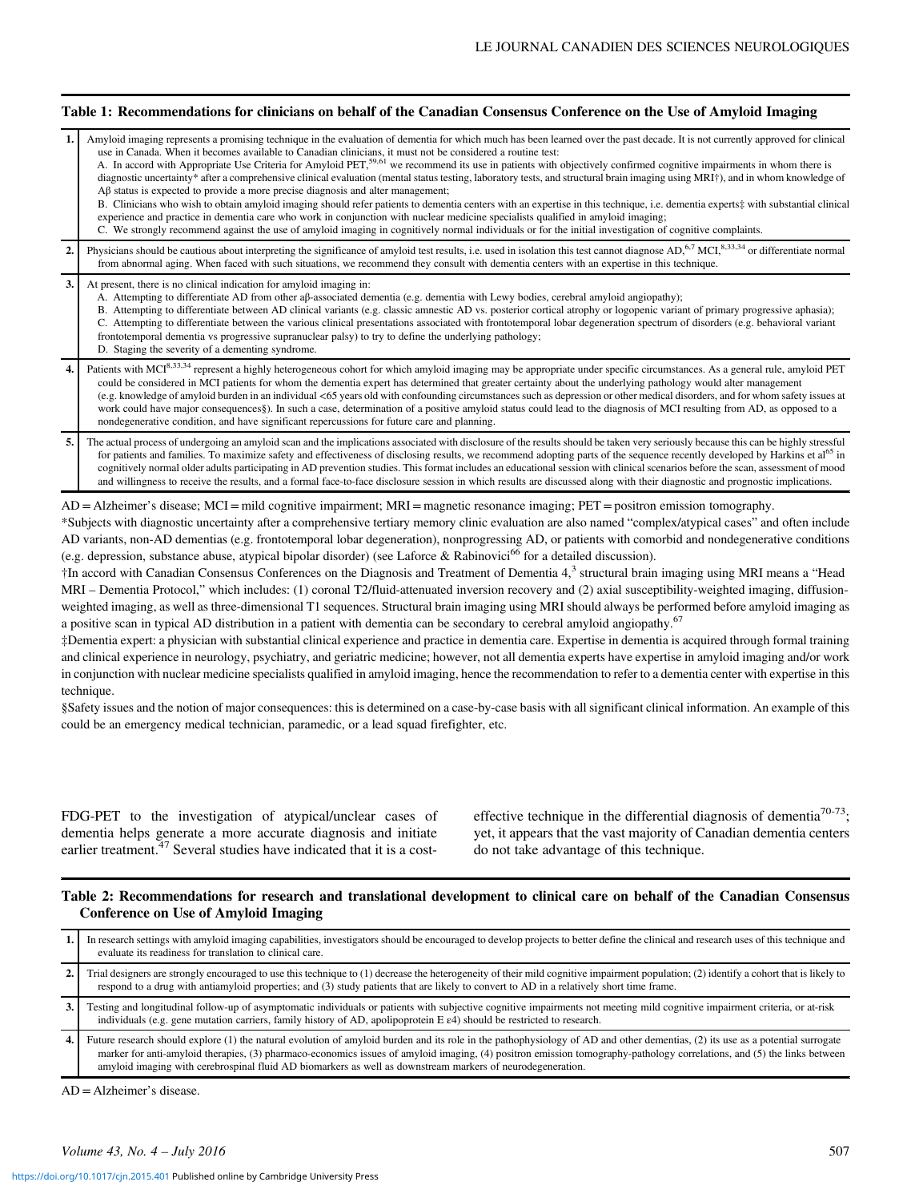**Table 1: Recommendations for clinicians on behalf of the Canadian Consensus Conference on the Use of Amyloid Imaging**

| | |
|---|---|
| **1.** | Amyloid imaging represents a promising technique in the evaluation of dementia for which much has been learned over the past decade. It is not currently approved for clinical use in Canada. When it becomes available to Canadian clinicians, it must not be considered a routine test:<br>A. In accord with Appropriate Use Criteria for Amyloid PET,[59,61] we recommend its use in patients with objectively confirmed cognitive impairments in whom there is diagnostic uncertainty* after a comprehensive clinical evaluation (mental status testing, laboratory tests, and structural brain imaging using MRI†), and in whom knowledge of Aβ status is expected to provide a more precise diagnosis and alter management;<br>B. Clinicians who wish to obtain amyloid imaging should refer patients to dementia centers with an expertise in this technique, i.e. dementia experts‡ with substantial clinical experience and practice in dementia care who work in conjunction with nuclear medicine specialists qualified in amyloid imaging;<br>C. We strongly recommend against the use of amyloid imaging in cognitively normal individuals or for the initial investigation of cognitive complaints. |
| **2.** | Physicians should be cautious about interpreting the significance of amyloid test results, i.e. used in isolation this test cannot diagnose AD,[6,7] MCI,[8,33,34] or differentiate normal from abnormal aging. When faced with such situations, we recommend they consult with dementia centers with an expertise in this technique. |
| **3.** | At present, there is no clinical indication for amyloid imaging in:<br>A. Attempting to differentiate AD from other aβ-associated dementia (e.g. dementia with Lewy bodies, cerebral amyloid angiopathy);<br>B. Attempting to differentiate between AD clinical variants (e.g. classic amnestic AD vs. posterior cortical atrophy or logopenic variant of primary progressive aphasia);<br>C. Attempting to differentiate between the various clinical presentations associated with frontotemporal lobar degeneration spectrum of disorders (e.g. behavioral variant frontotemporal dementia vs progressive supranuclear palsy) to try to define the underlying pathology;<br>D. Staging the severity of a dementing syndrome. |
| **4.** | Patients with MCI[8,33,34] represent a highly heterogeneous cohort for which amyloid imaging may be appropriate under specific circumstances. As a general rule, amyloid PET could be considered in MCI patients for whom the dementia expert has determined that greater certainty about the underlying pathology would alter management (e.g. knowledge of amyloid burden in an individual <65 years old with confounding circumstances such as depression or other medical disorders, and for whom safety issues at work could have major consequences§). In such a case, determination of a positive amyloid status could lead to the diagnosis of MCI resulting from AD, as opposed to a nondegenerative condition, and have significant repercussions for future care and planning. |
| **5.** | The actual process of undergoing an amyloid scan and the implications associated with disclosure of the results should be taken very seriously because this can be highly stressful for patients and families. To maximize safety and effectiveness of disclosing results, we recommend adopting parts of the sequence recently developed by Harkins et al[65] in cognitively normal older adults participating in AD prevention studies. This format includes an educational session with clinical scenarios before the scan, assessment of mood and willingness to receive the results, and a formal face-to-face disclosure session in which results are discussed along with their diagnostic and prognostic implications. |

AD = Alzheimer's disease; MCI = mild cognitive impairment; MRI = magnetic resonance imaging; PET = positron emission tomography.

*Subjects with diagnostic uncertainty after a comprehensive tertiary memory clinic evaluation are also named "complex/atypical cases" and often include AD variants, non-AD dementias (e.g. frontotemporal lobar degeneration), nonprogressing AD, or patients with comorbid and nondegenerative conditions (e.g. depression, substance abuse, atypical bipolar disorder) (see Laforce & Rabinovici[66] for a detailed discussion).

†In accord with Canadian Consensus Conferences on the Diagnosis and Treatment of Dementia 4,[3] structural brain imaging using MRI means a "Head MRI – Dementia Protocol," which includes: (1) coronal T2/fluid-attenuated inversion recovery and (2) axial susceptibility-weighted imaging, diffusion-weighted imaging, as well as three-dimensional T1 sequences. Structural brain imaging using MRI should always be performed before amyloid imaging as a positive scan in typical AD distribution in a patient with dementia can be secondary to cerebral amyloid angiopathy.[67]

‡Dementia expert: a physician with substantial clinical experience and practice in dementia care. Expertise in dementia is acquired through formal training and clinical experience in neurology, psychiatry, and geriatric medicine; however, not all dementia experts have expertise in amyloid imaging and/or work in conjunction with nuclear medicine specialists qualified in amyloid imaging, hence the recommendation to refer to a dementia center with expertise in this technique.

§Safety issues and the notion of major consequences: this is determined on a case-by-case basis with all significant clinical information. An example of this could be an emergency medical technician, paramedic, or a lead squad firefighter, etc.

FDG-PET to the investigation of atypical/unclear cases of dementia helps generate a more accurate diagnosis and initiate earlier treatment.[47] Several studies have indicated that it is a cost-effective technique in the differential diagnosis of dementia[70-73]; yet, it appears that the vast majority of Canadian dementia centers do not take advantage of this technique.

**Table 2: Recommendations for research and translational development to clinical care on behalf of the Canadian Consensus Conference on Use of Amyloid Imaging**

| | |
|---|---|
| **1.** | In research settings with amyloid imaging capabilities, investigators should be encouraged to develop projects to better define the clinical and research uses of this technique and evaluate its readiness for translation to clinical care. |
| **2.** | Trial designers are strongly encouraged to use this technique to (1) decrease the heterogeneity of their mild cognitive impairment population; (2) identify a cohort that is likely to respond to a drug with antiamyloid properties; and (3) study patients that are likely to convert to AD in a relatively short time frame. |
| **3.** | Testing and longitudinal follow-up of asymptomatic individuals or patients with subjective cognitive impairments not meeting mild cognitive impairment criteria, or at-risk individuals (e.g. gene mutation carriers, family history of AD, apolipoprotein E ε4) should be restricted to research. |
| **4.** | Future research should explore (1) the natural evolution of amyloid burden and its role in the pathophysiology of AD and other dementias, (2) its use as a potential surrogate marker for anti-amyloid therapies, (3) pharmaco-economics issues of amyloid imaging, (4) positron emission tomography-pathology correlations, and (5) the links between amyloid imaging with cerebrospinal fluid AD biomarkers as well as downstream markers of neurodegeneration. |

AD = Alzheimer's disease.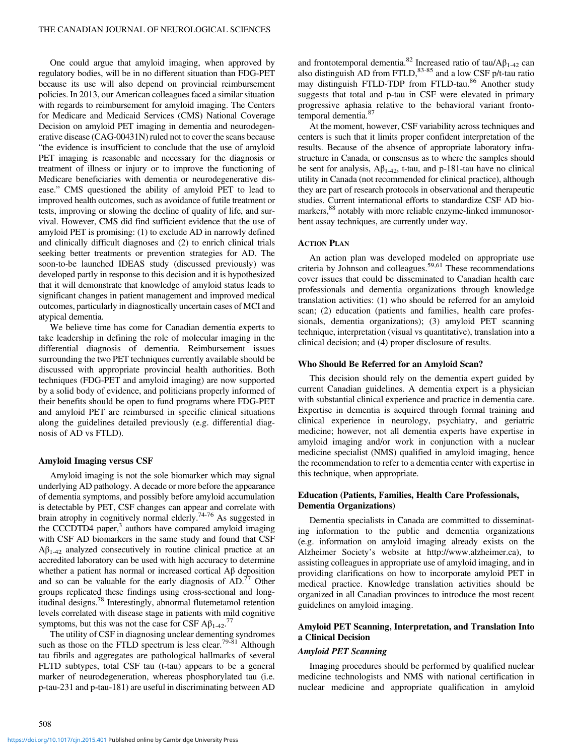One could argue that amyloid imaging, when approved by regulatory bodies, will be in no different situation than FDG-PET because its use will also depend on provincial reimbursement policies. In 2013, our American colleagues faced a similar situation with regards to reimbursement for amyloid imaging. The Centers for Medicare and Medicaid Services (CMS) National Coverage Decision on amyloid PET imaging in dementia and neurodegenerative disease (CAG-00431N) ruled not to cover the scans because "the evidence is insufficient to conclude that the use of amyloid PET imaging is reasonable and necessary for the diagnosis or treatment of illness or injury or to improve the functioning of Medicare beneficiaries with dementia or neurodegenerative disease." CMS questioned the ability of amyloid PET to lead to improved health outcomes, such as avoidance of futile treatment or tests, improving or slowing the decline of quality of life, and survival. However, CMS did find sufficient evidence that the use of amyloid PET is promising: (1) to exclude AD in narrowly defined and clinically difficult diagnoses and (2) to enrich clinical trials seeking better treatments or prevention strategies for AD. The soon-to-be launched IDEAS study (discussed previously) was developed partly in response to this decision and it is hypothesized that it will demonstrate that knowledge of amyloid status leads to significant changes in patient management and improved medical outcomes, particularly in diagnostically uncertain cases of MCI and atypical dementia.

We believe time has come for Canadian dementia experts to take leadership in defining the role of molecular imaging in the differential diagnosis of dementia. Reimbursement issues surrounding the two PET techniques currently available should be discussed with appropriate provincial health authorities. Both techniques (FDG-PET and amyloid imaging) are now supported by a solid body of evidence, and politicians properly informed of their benefits should be open to fund programs where FDG-PET and amyloid PET are reimbursed in specific clinical situations along the guidelines detailed previously (e.g. differential diagnosis of AD vs FTLD).

### Amyloid Imaging versus CSF

Amyloid imaging is not the sole biomarker which may signal underlying AD pathology. A decade or more before the appearance of dementia symptoms, and possibly before amyloid accumulation is detectable by PET, CSF changes can appear and correlate with brain atrophy in cognitively normal elderly.[74-76] As suggested in the CCCDTD4 paper,[3] authors have compared amyloid imaging with CSF AD biomarkers in the same study and found that CSF $A\beta_{1-42}$ analyzed consecutively in routine clinical practice at an accredited laboratory can be used with high accuracy to determine whether a patient has normal or increased cortical Aβ deposition and so can be valuable for the early diagnosis of AD.[77] Other groups replicated these findings using cross-sectional and longitudinal designs.[78] Interestingly, abnormal flutemetamol retention levels correlated with disease stage in patients with mild cognitive symptoms, but this was not the case for CSF $A\beta_{1-42}$.[77]

The utility of CSF in diagnosing unclear dementing syndromes such as those on the FTLD spectrum is less clear.[79-81] Although tau fibrils and aggregates are pathological hallmarks of several FLTD subtypes, total CSF tau (t-tau) appears to be a general marker of neurodegeneration, whereas phosphorylated tau (i.e. p-tau-231 and p-tau-181) are useful in discriminating between AD and frontotemporal dementia.[82] Increased ratio of tau/$A\beta_{1-42}$ can also distinguish AD from FTLD,[83-85] and a low CSF p/t-tau ratio may distinguish FTLD-TDP from FTLD-tau.[86] Another study suggests that total and p-tau in CSF were elevated in primary progressive aphasia relative to the behavioral variant frontotemporal dementia.[87]

At the moment, however, CSF variability across techniques and centers is such that it limits proper confident interpretation of the results. Because of the absence of appropriate laboratory infrastructure in Canada, or consensus as to where the samples should be sent for analysis, $A\beta_{1-42}$, t-tau, and p-181-tau have no clinical utility in Canada (not recommended for clinical practice), although they are part of research protocols in observational and therapeutic studies. Current international efforts to standardize CSF AD biomarkers,[88] notably with more reliable enzyme-linked immunosorbent assay techniques, are currently under way.

## Action Plan

An action plan was developed modeled on appropriate use criteria by Johnson and colleagues.[59,61] These recommendations cover issues that could be disseminated to Canadian health care professionals and dementia organizations through knowledge translation activities: (1) who should be referred for an amyloid scan; (2) education (patients and families, health care professionals, dementia organizations); (3) amyloid PET scanning technique, interpretation (visual vs quantitative), translation into a clinical decision; and (4) proper disclosure of results.

### Who Should Be Referred for an Amyloid Scan?

This decision should rely on the dementia expert guided by current Canadian guidelines. A dementia expert is a physician with substantial clinical experience and practice in dementia care. Expertise in dementia is acquired through formal training and clinical experience in neurology, psychiatry, and geriatric medicine; however, not all dementia experts have expertise in amyloid imaging and/or work in conjunction with a nuclear medicine specialist (NMS) qualified in amyloid imaging, hence the recommendation to refer to a dementia center with expertise in this technique, when appropriate.

### Education (Patients, Families, Health Care Professionals, Dementia Organizations)

Dementia specialists in Canada are committed to disseminating information to the public and dementia organizations (e.g. information on amyloid imaging already exists on the Alzheimer Society's website at http://www.alzheimer.ca), to assisting colleagues in appropriate use of amyloid imaging, and in providing clarifications on how to incorporate amyloid PET in medical practice. Knowledge translation activities should be organized in all Canadian provinces to introduce the most recent guidelines on amyloid imaging.

### Amyloid PET Scanning, Interpretation, and Translation Into a Clinical Decision

#### *Amyloid PET Scanning*

Imaging procedures should be performed by qualified nuclear medicine technologists and NMS with national certification in nuclear medicine and appropriate qualification in amyloid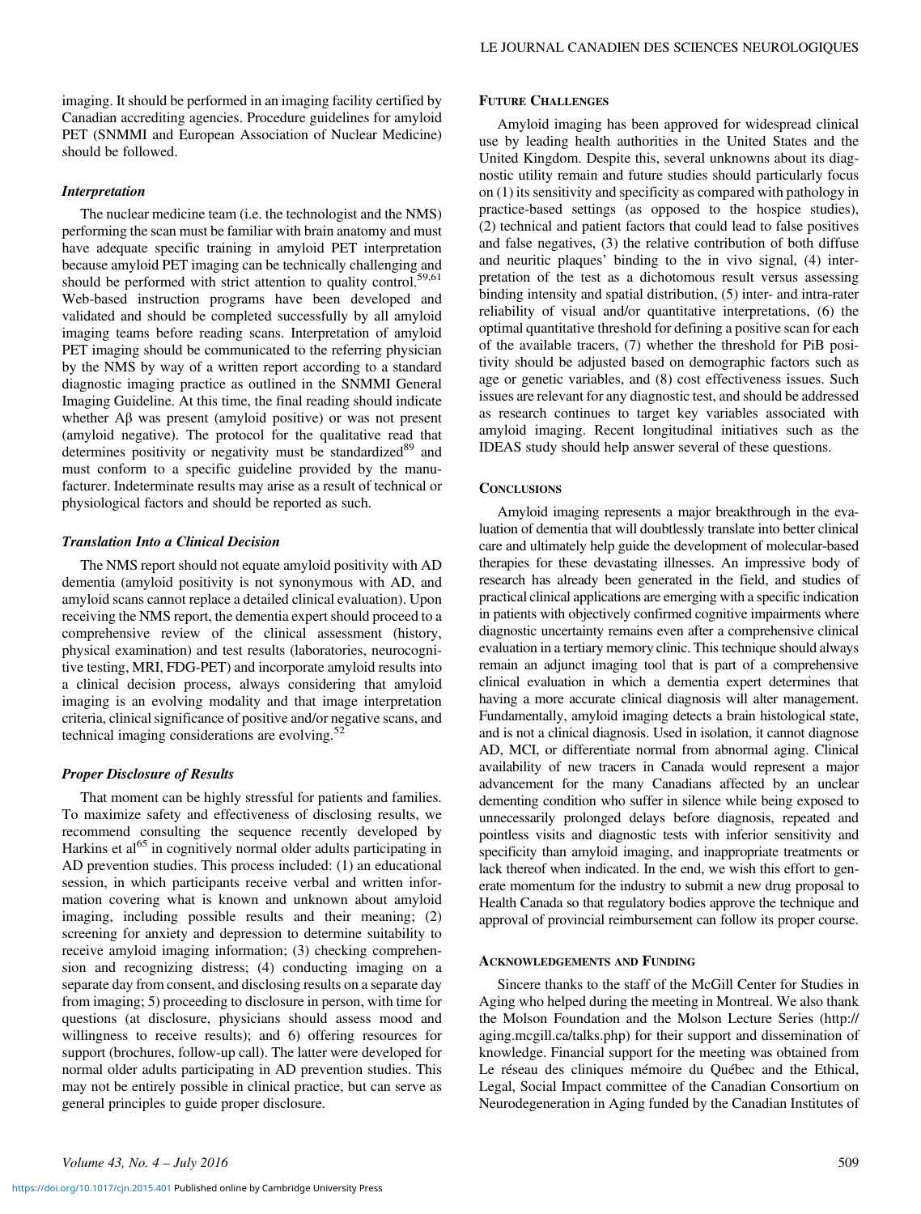imaging. It should be performed in an imaging facility certified by Canadian accrediting agencies. Procedure guidelines for amyloid PET (SNMMI and European Association of Nuclear Medicine) should be followed.

### *Interpretation*

The nuclear medicine team (i.e. the technologist and the NMS) performing the scan must be familiar with brain anatomy and must have adequate specific training in amyloid PET interpretation because amyloid PET imaging can be technically challenging and should be performed with strict attention to quality control.[59,61] Web-based instruction programs have been developed and validated and should be completed successfully by all amyloid imaging teams before reading scans. Interpretation of amyloid PET imaging should be communicated to the referring physician by the NMS by way of a written report according to a standard diagnostic imaging practice as outlined in the SNMMI General Imaging Guideline. At this time, the final reading should indicate whether Aβ was present (amyloid positive) or was not present (amyloid negative). The protocol for the qualitative read that determines positivity or negativity must be standardized[89] and must conform to a specific guideline provided by the manufacturer. Indeterminate results may arise as a result of technical or physiological factors and should be reported as such.

### *Translation Into a Clinical Decision*

The NMS report should not equate amyloid positivity with AD dementia (amyloid positivity is not synonymous with AD, and amyloid scans cannot replace a detailed clinical evaluation). Upon receiving the NMS report, the dementia expert should proceed to a comprehensive review of the clinical assessment (history, physical examination) and test results (laboratories, neurocognitive testing, MRI, FDG-PET) and incorporate amyloid results into a clinical decision process, always considering that amyloid imaging is an evolving modality and that image interpretation criteria, clinical significance of positive and/or negative scans, and technical imaging considerations are evolving.[52]

### *Proper Disclosure of Results*

That moment can be highly stressful for patients and families. To maximize safety and effectiveness of disclosing results, we recommend consulting the sequence recently developed by Harkins et al[65] in cognitively normal older adults participating in AD prevention studies. This process included: (1) an educational session, in which participants receive verbal and written information covering what is known and unknown about amyloid imaging, including possible results and their meaning; (2) screening for anxiety and depression to determine suitability to receive amyloid imaging information; (3) checking comprehension and recognizing distress; (4) conducting imaging on a separate day from consent, and disclosing results on a separate day from imaging; 5) proceeding to disclosure in person, with time for questions (at disclosure, physicians should assess mood and willingness to receive results); and 6) offering resources for support (brochures, follow-up call). The latter were developed for normal older adults participating in AD prevention studies. This may not be entirely possible in clinical practice, but can serve as general principles to guide proper disclosure.

## Future Challenges

Amyloid imaging has been approved for widespread clinical use by leading health authorities in the United States and the United Kingdom. Despite this, several unknowns about its diagnostic utility remain and future studies should particularly focus on (1) its sensitivity and specificity as compared with pathology in practice-based settings (as opposed to the hospice studies), (2) technical and patient factors that could lead to false positives and false negatives, (3) the relative contribution of both diffuse and neuritic plaques' binding to the in vivo signal, (4) interpretation of the test as a dichotomous result versus assessing binding intensity and spatial distribution, (5) inter- and intra-rater reliability of visual and/or quantitative interpretations, (6) the optimal quantitative threshold for defining a positive scan for each of the available tracers, (7) whether the threshold for PiB positivity should be adjusted based on demographic factors such as age or genetic variables, and (8) cost effectiveness issues. Such issues are relevant for any diagnostic test, and should be addressed as research continues to target key variables associated with amyloid imaging. Recent longitudinal initiatives such as the IDEAS study should help answer several of these questions.

## Conclusions

Amyloid imaging represents a major breakthrough in the evaluation of dementia that will doubtlessly translate into better clinical care and ultimately help guide the development of molecular-based therapies for these devastating illnesses. An impressive body of research has already been generated in the field, and studies of practical clinical applications are emerging with a specific indication in patients with objectively confirmed cognitive impairments where diagnostic uncertainty remains even after a comprehensive clinical evaluation in a tertiary memory clinic. This technique should always remain an adjunct imaging tool that is part of a comprehensive clinical evaluation in which a dementia expert determines that having a more accurate clinical diagnosis will alter management. Fundamentally, amyloid imaging detects a brain histological state, and is not a clinical diagnosis. Used in isolation, it cannot diagnose AD, MCI, or differentiate normal from abnormal aging. Clinical availability of new tracers in Canada would represent a major advancement for the many Canadians affected by an unclear dementing condition who suffer in silence while being exposed to unnecessarily prolonged delays before diagnosis, repeated and pointless visits and diagnostic tests with inferior sensitivity and specificity than amyloid imaging, and inappropriate treatments or lack thereof when indicated. In the end, we wish this effort to generate momentum for the industry to submit a new drug proposal to Health Canada so that regulatory bodies approve the technique and approval of provincial reimbursement can follow its proper course.

## Acknowledgements and Funding

Sincere thanks to the staff of the McGill Center for Studies in Aging who helped during the meeting in Montreal. We also thank the Molson Foundation and the Molson Lecture Series (http://aging.mcgill.ca/talks.php) for their support and dissemination of knowledge. Financial support for the meeting was obtained from Le réseau des cliniques mémoire du Québec and the Ethical, Legal, Social Impact committee of the Canadian Consortium on Neurodegeneration in Aging funded by the Canadian Institutes of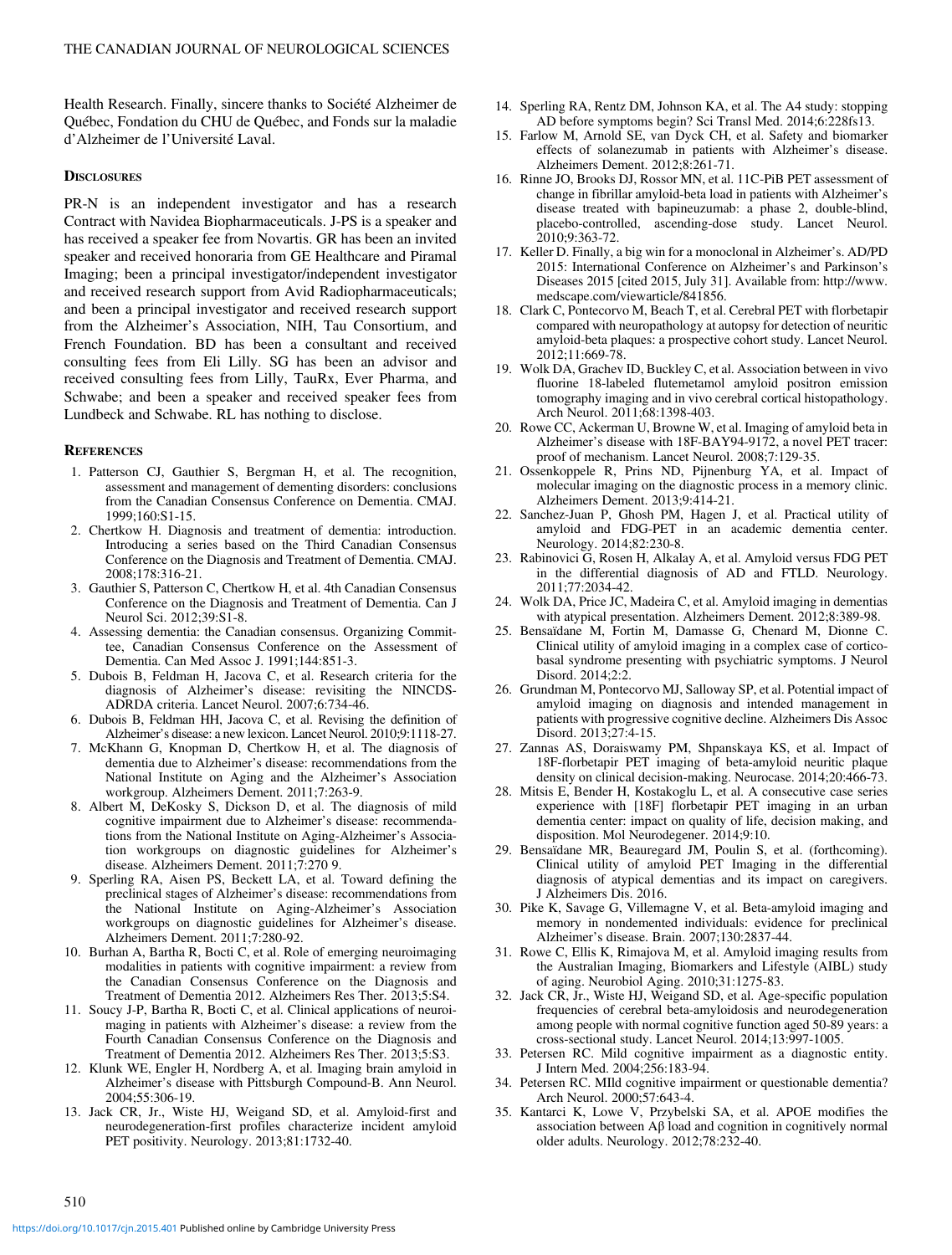Health Research. Finally, sincere thanks to Société Alzheimer de Québec, Fondation du CHU de Québec, and Fonds sur la maladie d'Alzheimer de l'Université Laval.

### Disclosures

PR-N is an independent investigator and has a research Contract with Navidea Biopharmaceuticals. J-PS is a speaker and has received a speaker fee from Novartis. GR has been an invited speaker and received honoraria from GE Healthcare and Piramal Imaging; been a principal investigator/independent investigator and received research support from Avid Radiopharmaceuticals; and been a principal investigator and received research support from the Alzheimer's Association, NIH, Tau Consortium, and French Foundation. BD has been a consultant and received consulting fees from Eli Lilly. SG has been an advisor and received consulting fees from Lilly, TauRx, Ever Pharma, and Schwabe; and been a speaker and received speaker fees from Lundbeck and Schwabe. RL has nothing to disclose.

### References

1. Patterson CJ, Gauthier S, Bergman H, et al. The recognition, assessment and management of dementing disorders: conclusions from the Canadian Consensus Conference on Dementia. CMAJ. 1999;160:S1-15.
2. Chertkow H. Diagnosis and treatment of dementia: introduction. Introducing a series based on the Third Canadian Consensus Conference on the Diagnosis and Treatment of Dementia. CMAJ. 2008;178:316-21.
3. Gauthier S, Patterson C, Chertkow H, et al. 4th Canadian Consensus Conference on the Diagnosis and Treatment of Dementia. Can J Neurol Sci. 2012;39:S1-8.
4. Assessing dementia: the Canadian consensus. Organizing Committee, Canadian Consensus Conference on the Assessment of Dementia. Can Med Assoc J. 1991;144:851-3.
5. Dubois B, Feldman H, Jacova C, et al. Research criteria for the diagnosis of Alzheimer's disease: revisiting the NINCDS-ADRDA criteria. Lancet Neurol. 2007;6:734-46.
6. Dubois B, Feldman HH, Jacova C, et al. Revising the definition of Alzheimer's disease: a new lexicon. Lancet Neurol. 2010;9:1118-27.
7. McKhann G, Knopman D, Chertkow H, et al. The diagnosis of dementia due to Alzheimer's disease: recommendations from the National Institute on Aging and the Alzheimer's Association workgroup. Alzheimers Dement. 2011;7:263-9.
8. Albert M, DeKosky S, Dickson D, et al. The diagnosis of mild cognitive impairment due to Alzheimer's disease: recommendations from the National Institute on Aging-Alzheimer's Association workgroups on diagnostic guidelines for Alzheimer's disease. Alzheimers Dement. 2011;7:270 9.
9. Sperling RA, Aisen PS, Beckett LA, et al. Toward defining the preclinical stages of Alzheimer's disease: recommendations from the National Institute on Aging-Alzheimer's Association workgroups on diagnostic guidelines for Alzheimer's disease. Alzheimers Dement. 2011;7:280-92.
10. Burhan A, Bartha R, Bocti C, et al. Role of emerging neuroimaging modalities in patients with cognitive impairment: a review from the Canadian Consensus Conference on the Diagnosis and Treatment of Dementia 2012. Alzheimers Res Ther. 2013;5:S4.
11. Soucy J-P, Bartha R, Bocti C, et al. Clinical applications of neuroimaging in patients with Alzheimer's disease: a review from the Fourth Canadian Consensus Conference on the Diagnosis and Treatment of Dementia 2012. Alzheimers Res Ther. 2013;5:S3.
12. Klunk WE, Engler H, Nordberg A, et al. Imaging brain amyloid in Alzheimer's disease with Pittsburgh Compound-B. Ann Neurol. 2004;55:306-19.
13. Jack CR, Jr., Wiste HJ, Weigand SD, et al. Amyloid-first and neurodegeneration-first profiles characterize incident amyloid PET positivity. Neurology. 2013;81:1732-40.
14. Sperling RA, Rentz DM, Johnson KA, et al. The A4 study: stopping AD before symptoms begin? Sci Transl Med. 2014;6:228fs13.
15. Farlow M, Arnold SE, van Dyck CH, et al. Safety and biomarker effects of solanezumab in patients with Alzheimer's disease. Alzheimers Dement. 2012;8:261-71.
16. Rinne JO, Brooks DJ, Rossor MN, et al. 11C-PiB PET assessment of change in fibrillar amyloid-beta load in patients with Alzheimer's disease treated with bapineuzumab: a phase 2, double-blind, placebo-controlled, ascending-dose study. Lancet Neurol. 2010;9:363-72.
17. Keller D. Finally, a big win for a monoclonal in Alzheimer's. AD/PD 2015: International Conference on Alzheimer's and Parkinson's Diseases 2015 [cited 2015, July 31]. Available from: http://www.medscape.com/viewarticle/841856.
18. Clark C, Pontecorvo M, Beach T, et al. Cerebral PET with florbetapir compared with neuropathology at autopsy for detection of neuritic amyloid-beta plaques: a prospective cohort study. Lancet Neurol. 2012;11:669-78.
19. Wolk DA, Grachev ID, Buckley C, et al. Association between in vivo fluorine 18-labeled flutemetamol amyloid positron emission tomography imaging and in vivo cerebral cortical histopathology. Arch Neurol. 2011;68:1398-403.
20. Rowe CC, Ackerman U, Browne W, et al. Imaging of amyloid beta in Alzheimer's disease with 18F-BAY94-9172, a novel PET tracer: proof of mechanism. Lancet Neurol. 2008;7:129-35.
21. Ossenkoppele R, Prins ND, Pijnenburg YA, et al. Impact of molecular imaging on the diagnostic process in a memory clinic. Alzheimers Dement. 2013;9:414-21.
22. Sanchez-Juan P, Ghosh PM, Hagen J, et al. Practical utility of amyloid and FDG-PET in an academic dementia center. Neurology. 2014;82:230-8.
23. Rabinovici G, Rosen H, Alkalay A, et al. Amyloid versus FDG PET in the differential diagnosis of AD and FTLD. Neurology. 2011;77:2034-42.
24. Wolk DA, Price JC, Madeira C, et al. Amyloid imaging in dementias with atypical presentation. Alzheimers Dement. 2012;8:389-98.
25. Bensaïdane M, Fortin M, Damasse G, Chenard M, Dionne C. Clinical utility of amyloid imaging in a complex case of corticobasal syndrome presenting with psychiatric symptoms. J Neurol Disord. 2014;2:2.
26. Grundman M, Pontecorvo MJ, Salloway SP, et al. Potential impact of amyloid imaging on diagnosis and intended management in patients with progressive cognitive decline. Alzheimers Dis Assoc Disord. 2013;27:4-15.
27. Zannas AS, Doraiswamy PM, Shpanskaya KS, et al. Impact of 18F-florbetapir PET imaging of beta-amyloid neuritic plaque density on clinical decision-making. Neurocase. 2014;20:466-73.
28. Mitsis E, Bender H, Kostakoglu L, et al. A consecutive case series experience with [18F] florbetapir PET imaging in an urban dementia center: impact on quality of life, decision making, and disposition. Mol Neurodegener. 2014;9:10.
29. Bensaïdane MR, Beauregard JM, Poulin S, et al. (forthcoming). Clinical utility of amyloid PET Imaging in the differential diagnosis of atypical dementias and its impact on caregivers. J Alzheimers Dis. 2016.
30. Pike K, Savage G, Villemagne V, et al. Beta-amyloid imaging and memory in nondemented individuals: evidence for preclinical Alzheimer's disease. Brain. 2007;130:2837-44.
31. Rowe C, Ellis K, Rimajova M, et al. Amyloid imaging results from the Australian Imaging, Biomarkers and Lifestyle (AIBL) study of aging. Neurobiol Aging. 2010;31:1275-83.
32. Jack CR, Jr., Wiste HJ, Weigand SD, et al. Age-specific population frequencies of cerebral beta-amyloidosis and neurodegeneration among people with normal cognitive function aged 50-89 years: a cross-sectional study. Lancet Neurol. 2014;13:997-1005.
33. Petersen RC. Mild cognitive impairment as a diagnostic entity. J Intern Med. 2004;256:183-94.
34. Petersen RC. MIld cognitive impairment or questionable dementia? Arch Neurol. 2000;57:643-4.
35. Kantarci K, Lowe V, Przybelski SA, et al. APOE modifies the association between Aβ load and cognition in cognitively normal older adults. Neurology. 2012;78:232-40.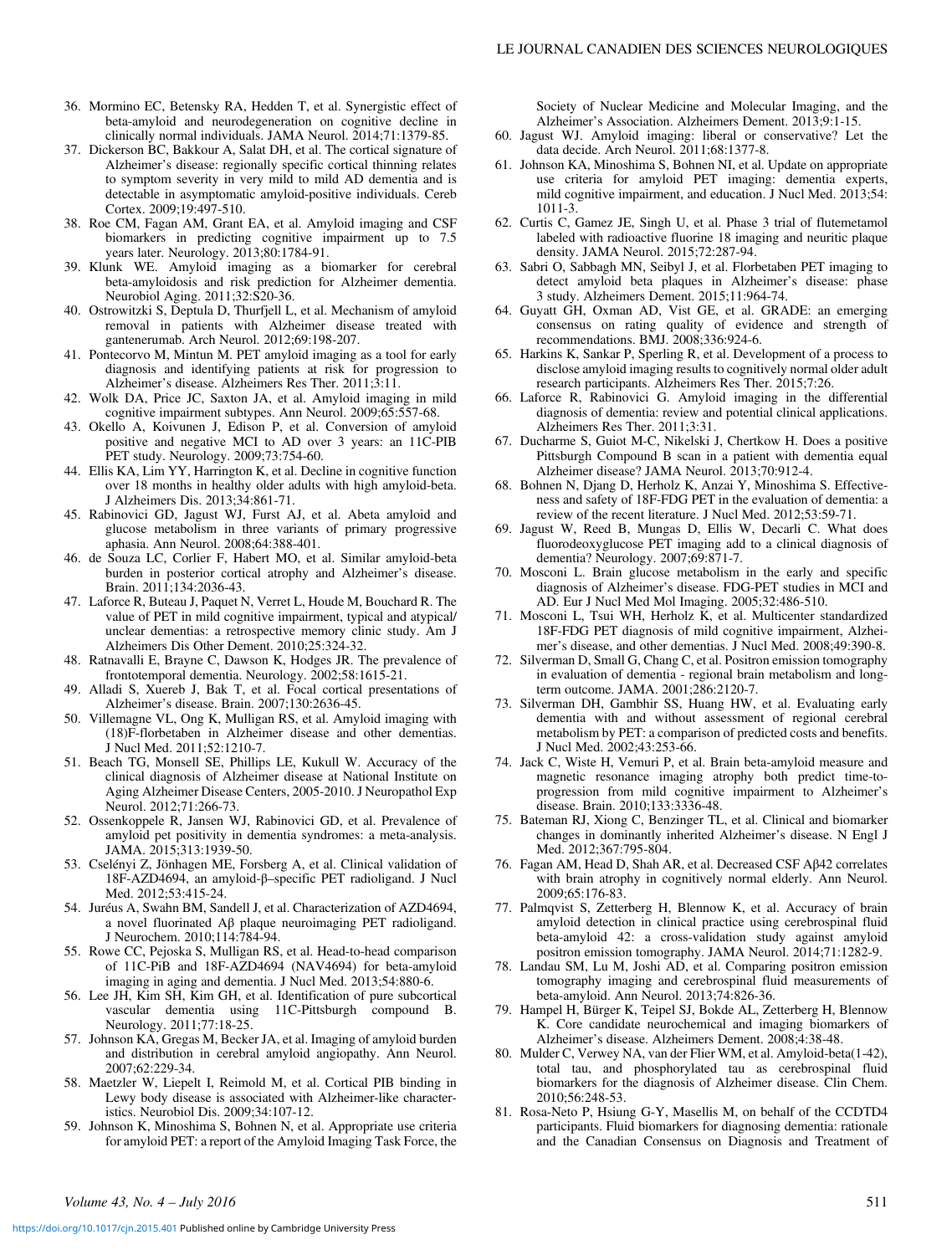36. Mormino EC, Betensky RA, Hedden T, et al. Synergistic effect of beta-amyloid and neurodegeneration on cognitive decline in clinically normal individuals. JAMA Neurol. 2014;71:1379-85.
37. Dickerson BC, Bakkour A, Salat DH, et al. The cortical signature of Alzheimer's disease: regionally specific cortical thinning relates to symptom severity in very mild to mild AD dementia and is detectable in asymptomatic amyloid-positive individuals. Cereb Cortex. 2009;19:497-510.
38. Roe CM, Fagan AM, Grant EA, et al. Amyloid imaging and CSF biomarkers in predicting cognitive impairment up to 7.5 years later. Neurology. 2013;80:1784-91.
39. Klunk WE. Amyloid imaging as a biomarker for cerebral beta-amyloidosis and risk prediction for Alzheimer dementia. Neurobiol Aging. 2011;32:S20-36.
40. Ostrowitzki S, Deptula D, Thurfjell L, et al. Mechanism of amyloid removal in patients with Alzheimer disease treated with gantenerumab. Arch Neurol. 2012;69:198-207.
41. Pontecorvo M, Mintun M. PET amyloid imaging as a tool for early diagnosis and identifying patients at risk for progression to Alzheimer's disease. Alzheimers Res Ther. 2011;3:11.
42. Wolk DA, Price JC, Saxton JA, et al. Amyloid imaging in mild cognitive impairment subtypes. Ann Neurol. 2009;65:557-68.
43. Okello A, Koivunen J, Edison P, et al. Conversion of amyloid positive and negative MCI to AD over 3 years: an 11C-PIB PET study. Neurology. 2009;73:754-60.
44. Ellis KA, Lim YY, Harrington K, et al. Decline in cognitive function over 18 months in healthy older adults with high amyloid-beta. J Alzheimers Dis. 2013;34:861-71.
45. Rabinovici GD, Jagust WJ, Furst AJ, et al. Abeta amyloid and glucose metabolism in three variants of primary progressive aphasia. Ann Neurol. 2008;64:388-401.
46. de Souza LC, Corlier F, Habert MO, et al. Similar amyloid-beta burden in posterior cortical atrophy and Alzheimer's disease. Brain. 2011;134:2036-43.
47. Laforce R, Buteau J, Paquet N, Verret L, Houde M, Bouchard R. The value of PET in mild cognitive impairment, typical and atypical/unclear dementias: a retrospective memory clinic study. Am J Alzheimers Dis Other Dement. 2010;25:324-32.
48. Ratnavalli E, Brayne C, Dawson K, Hodges JR. The prevalence of frontotemporal dementia. Neurology. 2002;58:1615-21.
49. Alladi S, Xuereb J, Bak T, et al. Focal cortical presentations of Alzheimer's disease. Brain. 2007;130:2636-45.
50. Villemagne VL, Ong K, Mulligan RS, et al. Amyloid imaging with (18)F-florbetaben in Alzheimer disease and other dementias. J Nucl Med. 2011;52:1210-7.
51. Beach TG, Monsell SE, Phillips LE, Kukull W. Accuracy of the clinical diagnosis of Alzheimer disease at National Institute on Aging Alzheimer Disease Centers, 2005-2010. J Neuropathol Exp Neurol. 2012;71:266-73.
52. Ossenkoppele R, Jansen WJ, Rabinovici GD, et al. Prevalence of amyloid pet positivity in dementia syndromes: a meta-analysis. JAMA. 2015;313:1939-50.
53. Cselényi Z, Jönhagen ME, Forsberg A, et al. Clinical validation of 18F-AZD4694, an amyloid-β–specific PET radioligand. J Nucl Med. 2012;53:415-24.
54. Juréus A, Swahn BM, Sandell J, et al. Characterization of AZD4694, a novel fluorinated Aβ plaque neuroimaging PET radioligand. J Neurochem. 2010;114:784-94.
55. Rowe CC, Pejoska S, Mulligan RS, et al. Head-to-head comparison of 11C-PiB and 18F-AZD4694 (NAV4694) for beta-amyloid imaging in aging and dementia. J Nucl Med. 2013;54:880-6.
56. Lee JH, Kim SH, Kim GH, et al. Identification of pure subcortical vascular dementia using 11C-Pittsburgh compound B. Neurology. 2011;77:18-25.
57. Johnson KA, Gregas M, Becker JA, et al. Imaging of amyloid burden and distribution in cerebral amyloid angiopathy. Ann Neurol. 2007;62:229-34.
58. Maetzler W, Liepelt I, Reimold M, et al. Cortical PIB binding in Lewy body disease is associated with Alzheimer-like characteristics. Neurobiol Dis. 2009;34:107-12.
59. Johnson K, Minoshima S, Bohnen N, et al. Appropriate use criteria for amyloid PET: a report of the Amyloid Imaging Task Force, the Society of Nuclear Medicine and Molecular Imaging, and the Alzheimer's Association. Alzheimers Dement. 2013;9:1-15.
60. Jagust WJ. Amyloid imaging: liberal or conservative? Let the data decide. Arch Neurol. 2011;68:1377-8.
61. Johnson KA, Minoshima S, Bohnen NI, et al. Update on appropriate use criteria for amyloid PET imaging: dementia experts, mild cognitive impairment, and education. J Nucl Med. 2013;54:1011-3.
62. Curtis C, Gamez JE, Singh U, et al. Phase 3 trial of flutemetamol labeled with radioactive fluorine 18 imaging and neuritic plaque density. JAMA Neurol. 2015;72:287-94.
63. Sabri O, Sabbagh MN, Seibyl J, et al. Florbetaben PET imaging to detect amyloid beta plaques in Alzheimer's disease: phase 3 study. Alzheimers Dement. 2015;11:964-74.
64. Guyatt GH, Oxman AD, Vist GE, et al. GRADE: an emerging consensus on rating quality of evidence and strength of recommendations. BMJ. 2008;336:924-6.
65. Harkins K, Sankar P, Sperling R, et al. Development of a process to disclose amyloid imaging results to cognitively normal older adult research participants. Alzheimers Res Ther. 2015;7:26.
66. Laforce R, Rabinovici G. Amyloid imaging in the differential diagnosis of dementia: review and potential clinical applications. Alzheimers Res Ther. 2011;3:31.
67. Ducharme S, Guiot M-C, Nikelski J, Chertkow H. Does a positive Pittsburgh Compound B scan in a patient with dementia equal Alzheimer disease? JAMA Neurol. 2013;70:912-4.
68. Bohnen N, Djang D, Herholz K, Anzai Y, Minoshima S. Effectiveness and safety of 18F-FDG PET in the evaluation of dementia: a review of the recent literature. J Nucl Med. 2012;53:59-71.
69. Jagust W, Reed B, Mungas D, Ellis W, Decarli C. What does fluorodeoxyglucose PET imaging add to a clinical diagnosis of dementia? Neurology. 2007;69:871-7.
70. Mosconi L. Brain glucose metabolism in the early and specific diagnosis of Alzheimer's disease. FDG-PET studies in MCI and AD. Eur J Nucl Med Mol Imaging. 2005;32:486-510.
71. Mosconi L, Tsui WH, Herholz K, et al. Multicenter standardized 18F-FDG PET diagnosis of mild cognitive impairment, Alzheimer's disease, and other dementias. J Nucl Med. 2008;49:390-8.
72. Silverman D, Small G, Chang C, et al. Positron emission tomography in evaluation of dementia - regional brain metabolism and long-term outcome. JAMA. 2001;286:2120-7.
73. Silverman DH, Gambhir SS, Huang HW, et al. Evaluating early dementia with and without assessment of regional cerebral metabolism by PET: a comparison of predicted costs and benefits. J Nucl Med. 2002;43:253-66.
74. Jack C, Wiste H, Vemuri P, et al. Brain beta-amyloid measure and magnetic resonance imaging atrophy both predict time-to-progression from mild cognitive impairment to Alzheimer's disease. Brain. 2010;133:3336-48.
75. Bateman RJ, Xiong C, Benzinger TL, et al. Clinical and biomarker changes in dominantly inherited Alzheimer's disease. N Engl J Med. 2012;367:795-804.
76. Fagan AM, Head D, Shah AR, et al. Decreased CSF Aβ42 correlates with brain atrophy in cognitively normal elderly. Ann Neurol. 2009;65:176-83.
77. Palmqvist S, Zetterberg H, Blennow K, et al. Accuracy of brain amyloid detection in clinical practice using cerebrospinal fluid beta-amyloid 42: a cross-validation study against amyloid positron emission tomography. JAMA Neurol. 2014;71:1282-9.
78. Landau SM, Lu M, Joshi AD, et al. Comparing positron emission tomography imaging and cerebrospinal fluid measurements of beta-amyloid. Ann Neurol. 2013;74:826-36.
79. Hampel H, Bürger K, Teipel SJ, Bokde AL, Zetterberg H, Blennow K. Core candidate neurochemical and imaging biomarkers of Alzheimer's disease. Alzheimers Dement. 2008;4:38-48.
80. Mulder C, Verwey NA, van der Flier WM, et al. Amyloid-beta(1-42), total tau, and phosphorylated tau as cerebrospinal fluid biomarkers for the diagnosis of Alzheimer disease. Clin Chem. 2010;56:248-53.
81. Rosa-Neto P, Hsiung G-Y, Masellis M, on behalf of the CCDTD4 participants. Fluid biomarkers for diagnosing dementia: rationale and the Canadian Consensus on Diagnosis and Treatment of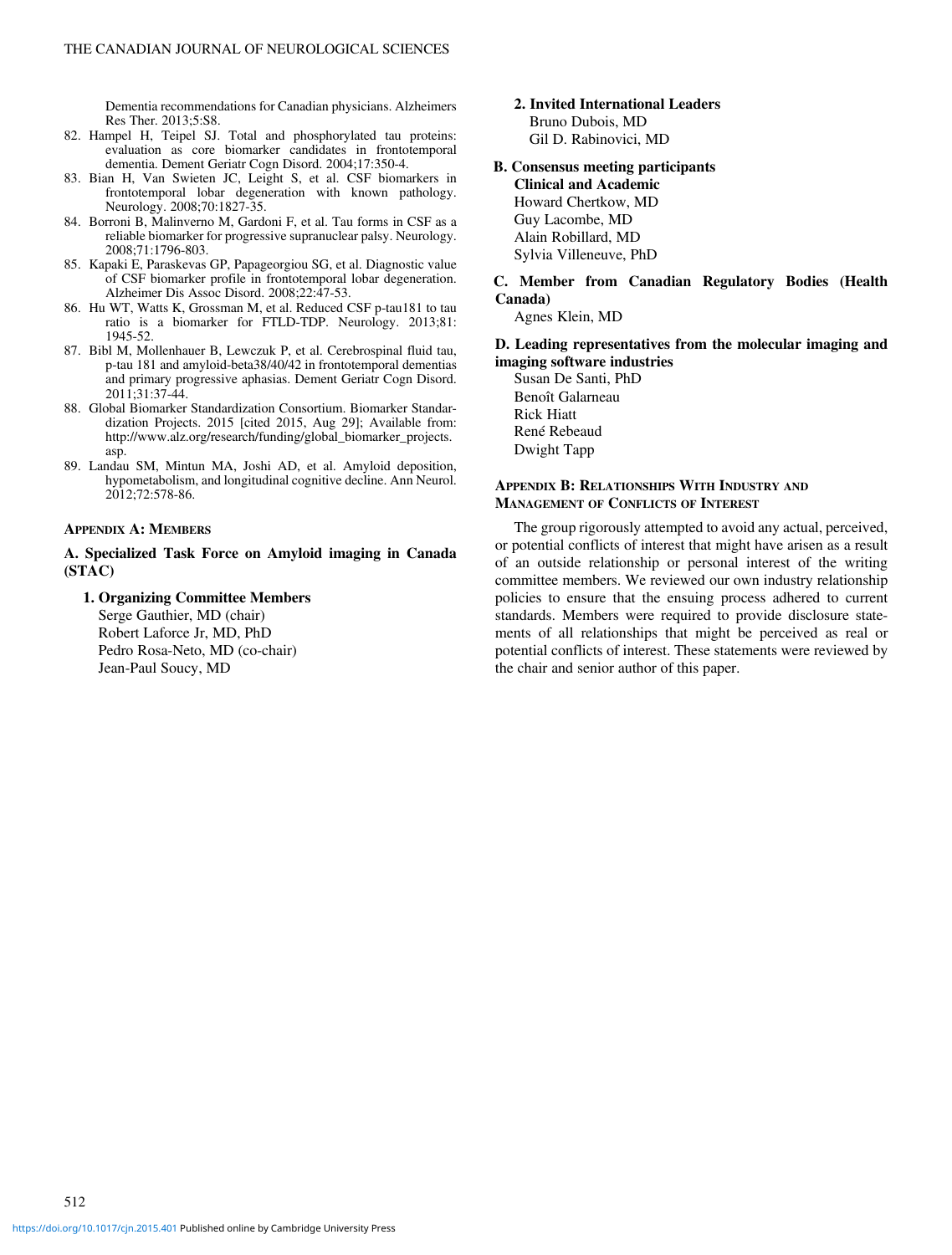Dementia recommendations for Canadian physicians. Alzheimers Res Ther. 2013;5:S8.

82. Hampel H, Teipel SJ. Total and phosphorylated tau proteins: evaluation as core biomarker candidates in frontotemporal dementia. Dement Geriatr Cogn Disord. 2004;17:350-4.
83. Bian H, Van Swieten JC, Leight S, et al. CSF biomarkers in frontotemporal lobar degeneration with known pathology. Neurology. 2008;70:1827-35.
84. Borroni B, Malinverno M, Gardoni F, et al. Tau forms in CSF as a reliable biomarker for progressive supranuclear palsy. Neurology. 2008;71:1796-803.
85. Kapaki E, Paraskevas GP, Papageorgiou SG, et al. Diagnostic value of CSF biomarker profile in frontotemporal lobar degeneration. Alzheimer Dis Assoc Disord. 2008;22:47-53.
86. Hu WT, Watts K, Grossman M, et al. Reduced CSF p-tau181 to tau ratio is a biomarker for FTLD-TDP. Neurology. 2013;81: 1945-52.
87. Bibl M, Mollenhauer B, Lewczuk P, et al. Cerebrospinal fluid tau, p-tau 181 and amyloid-beta38/40/42 in frontotemporal dementias and primary progressive aphasias. Dement Geriatr Cogn Disord. 2011;31:37-44.
88. Global Biomarker Standardization Consortium. Biomarker Standardization Projects. 2015 [cited 2015, Aug 29]; Available from: http://www.alz.org/research/funding/global_biomarker_projects.asp.
89. Landau SM, Mintun MA, Joshi AD, et al. Amyloid deposition, hypometabolism, and longitudinal cognitive decline. Ann Neurol. 2012;72:578-86.

## Appendix A: Members

**A. Specialized Task Force on Amyloid imaging in Canada (STAC)**

**1. Organizing Committee Members**
Serge Gauthier, MD (chair)
Robert Laforce Jr, MD, PhD
Pedro Rosa-Neto, MD (co-chair)
Jean-Paul Soucy, MD

**2. Invited International Leaders**
Bruno Dubois, MD
Gil D. Rabinovici, MD

**B. Consensus meeting participants**
**Clinical and Academic**
Howard Chertkow, MD
Guy Lacombe, MD
Alain Robillard, MD
Sylvia Villeneuve, PhD

**C. Member from Canadian Regulatory Bodies (Health Canada)**
Agnes Klein, MD

**D. Leading representatives from the molecular imaging and imaging software industries**
Susan De Santi, PhD
Benoît Galarneau
Rick Hiatt
René Rebeaud
Dwight Tapp

## Appendix B: Relationships With Industry and Management of Conflicts of Interest

The group rigorously attempted to avoid any actual, perceived, or potential conflicts of interest that might have arisen as a result of an outside relationship or personal interest of the writing committee members. We reviewed our own industry relationship policies to ensure that the ensuing process adhered to current standards. Members were required to provide disclosure statements of all relationships that might be perceived as real or potential conflicts of interest. These statements were reviewed by the chair and senior author of this paper.